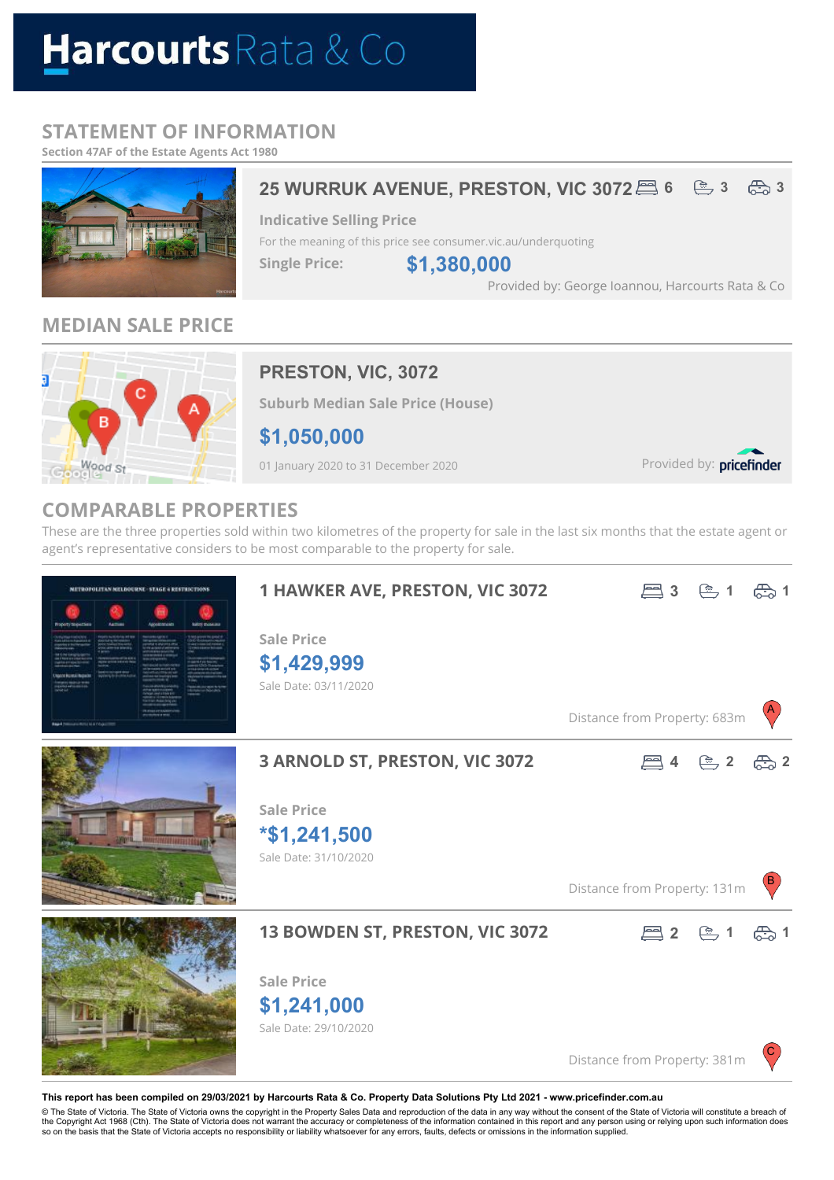# Harcourts Rata & Co

## STATEMENT OF INFORMATION

Section 47AF of the Estate Agents Act 1980

### 25 WURRUK AVENUE, PRESTON, VIC 3072

6 bed | 3 bath | 3 car

**Indicative Selling Price**

For the meaning of this price see consumer.vic.au/underquoting

**Single Price:** $1,380,000

Provided by: George Ioannou, Harcourts Rata & Co

## MEDIAN SALE PRICE

### PRESTON, VIC, 3072

**Suburb Median Sale Price (House)**

**$1,050,000**

01 January 2020 to 31 December 2020

Provided by: pricefinder

## COMPARABLE PROPERTIES

These are the three properties sold within two kilometres of the property for sale in the last six months that the estate agent or agent's representative considers to be most comparable to the property for sale.

### 1 HAWKER AVE, PRESTON, VIC 3072

3 bed | 1 bath | 1 car

**Sale Price**

**$1,429,999**

Sale Date: 03/11/2020

Distance from Property: 683m (A)

### 3 ARNOLD ST, PRESTON, VIC 3072

4 bed | 2 bath | 2 car

**Sale Price**

**\*$1,241,500**

Sale Date: 31/10/2020

Distance from Property: 131m (B)

### 13 BOWDEN ST, PRESTON, VIC 3072

2 bed | 1 bath | 1 car

**Sale Price**

**$1,241,000**

Sale Date: 29/10/2020

Distance from Property: 381m (C)

**This report has been compiled on 29/03/2021 by Harcourts Rata & Co. Property Data Solutions Pty Ltd 2021 - www.pricefinder.com.au**

© The State of Victoria. The State of Victoria owns the copyright in the Property Sales Data and reproduction of the data in any way without the consent of the State of Victoria will constitute a breach of the Copyright Act 1968 (Cth). The State of Victoria does not warrant the accuracy or completeness of the information contained in this report and any person using or relying upon such information does so on the basis that the State of Victoria accepts no responsibility or liability whatsoever for any errors, faults, defects or omissions in the information supplied.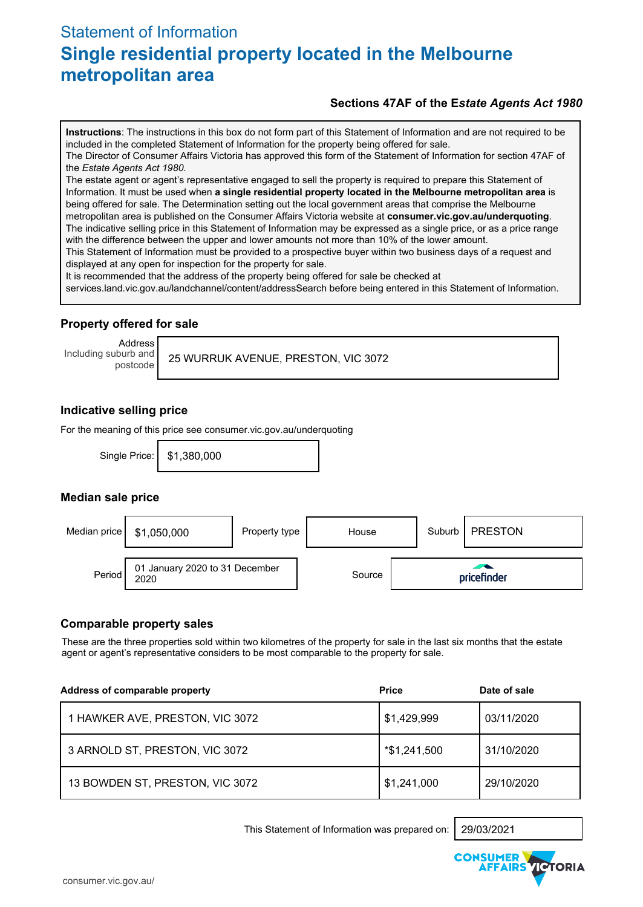# Statement of Information

# Single residential property located in the Melbourne metropolitan area

**Sections 47AF of the *Estate Agents Act 1980***

**Instructions**: The instructions in this box do not form part of this Statement of Information and are not required to be included in the completed Statement of Information for the property being offered for sale.
The Director of Consumer Affairs Victoria has approved this form of the Statement of Information for section 47AF of the *Estate Agents Act 1980.*
The estate agent or agent's representative engaged to sell the property is required to prepare this Statement of Information. It must be used when **a single residential property located in the Melbourne metropolitan area** is being offered for sale. The Determination setting out the local government areas that comprise the Melbourne metropolitan area is published on the Consumer Affairs Victoria website at **consumer.vic.gov.au/underquoting**.
The indicative selling price in this Statement of Information may be expressed as a single price, or as a price range with the difference between the upper and lower amounts not more than 10% of the lower amount.
This Statement of Information must be provided to a prospective buyer within two business days of a request and displayed at any open for inspection for the property for sale.
It is recommended that the address of the property being offered for sale be checked at services.land.vic.gov.au/landchannel/content/addressSearch before being entered in this Statement of Information.

## Property offered for sale

Address
Including suburb and postcode: 25 WURRUK AVENUE, PRESTON, VIC 3072

## Indicative selling price

For the meaning of this price see consumer.vic.gov.au/underquoting

Single Price: $1,380,000

## Median sale price

| | | | | | |
|---|---|---|---|---|---|
| Median price | $1,050,000 | Property type | House | Suburb | PRESTON |
| Period | 01 January 2020 to 31 December 2020 | Source | pricefinder | | |

## Comparable property sales

These are the three properties sold within two kilometres of the property for sale in the last six months that the estate agent or agent's representative considers to be most comparable to the property for sale.

| Address of comparable property | Price | Date of sale |
|---|---|---|
| 1 HAWKER AVE, PRESTON, VIC 3072 | $1,429,999 | 03/11/2020 |
| 3 ARNOLD ST, PRESTON, VIC 3072 | *$1,241,500 | 31/10/2020 |
| 13 BOWDEN ST, PRESTON, VIC 3072 | $1,241,000 | 29/10/2020 |

This Statement of Information was prepared on: 29/03/2021